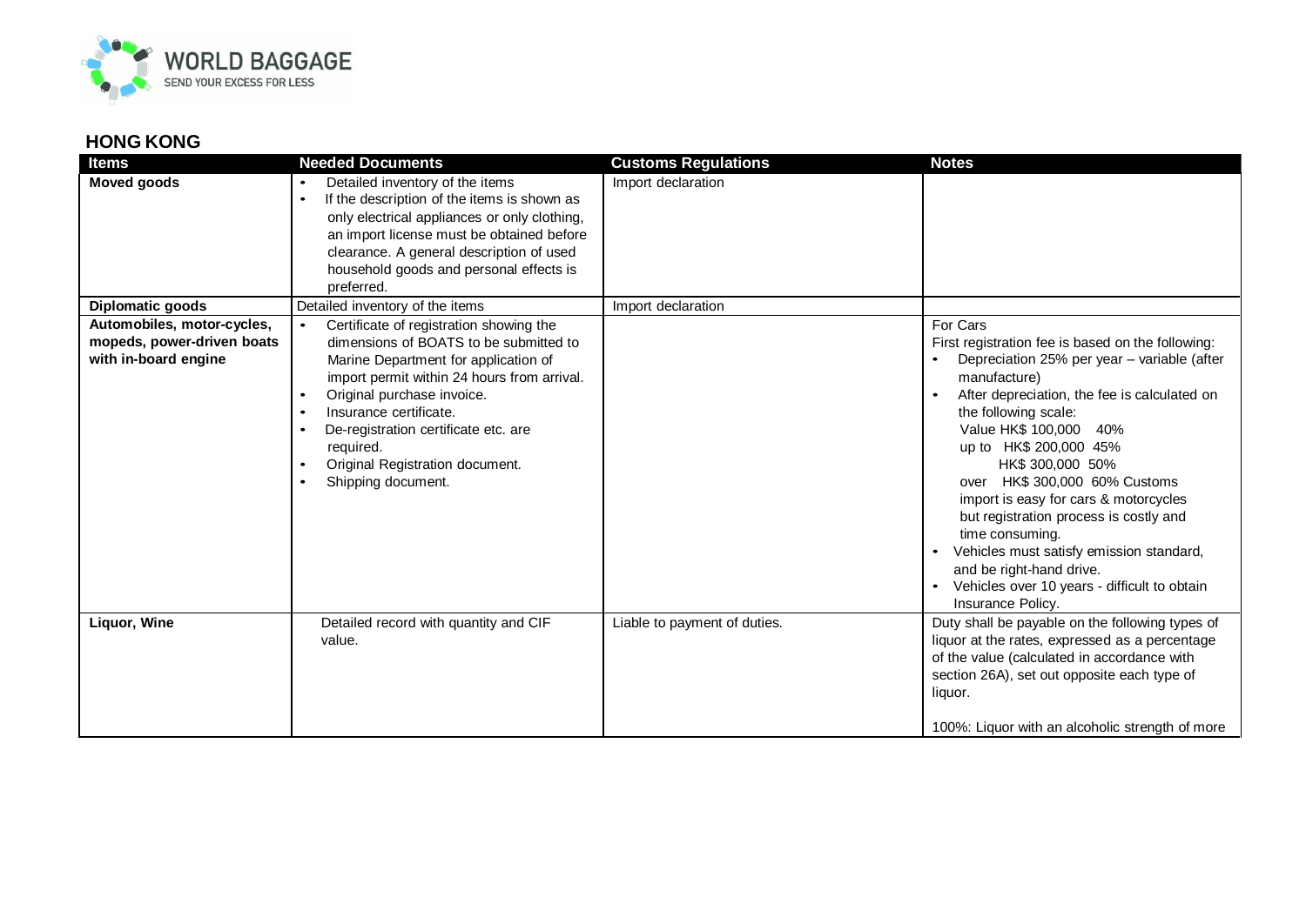**WORLD BAGGAGE**
SEND YOUR EXCESS FOR LESS

## HONG KONG

| Items | Needed Documents | Customs Regulations | Notes |
|---|---|---|---|
| **Moved goods** | • Detailed inventory of the items<br>• If the description of the items is shown as only electrical appliances or only clothing, an import license must be obtained before clearance. A general description of used household goods and personal effects is preferred. | Import declaration | |
| **Diplomatic goods** | Detailed inventory of the items | Import declaration | |
| **Automobiles, motor-cycles, mopeds, power-driven boats with in-board engine** | • Certificate of registration showing the dimensions of BOATS to be submitted to Marine Department for application of import permit within 24 hours from arrival.<br>• Original purchase invoice.<br>• Insurance certificate.<br>• De-registration certificate etc. are required.<br>• Original Registration document.<br>• Shipping document. | | For Cars<br>First registration fee is based on the following:<br>• Depreciation 25% per year – variable (after manufacture)<br>• After depreciation, the fee is calculated on the following scale:<br>Value HK$ 100,000 40%<br>up to HK$ 200,000 45%<br>HK$ 300,000 50%<br>over HK$ 300,000 60% Customs import is easy for cars & motorcycles but registration process is costly and time consuming.<br>• Vehicles must satisfy emission standard, and be right-hand drive.<br>• Vehicles over 10 years - difficult to obtain Insurance Policy. |
| **Liquor, Wine** | Detailed record with quantity and CIF value. | Liable to payment of duties. | Duty shall be payable on the following types of liquor at the rates, expressed as a percentage of the value (calculated in accordance with section 26A), set out opposite each type of liquor.<br><br>100%: Liquor with an alcoholic strength of more |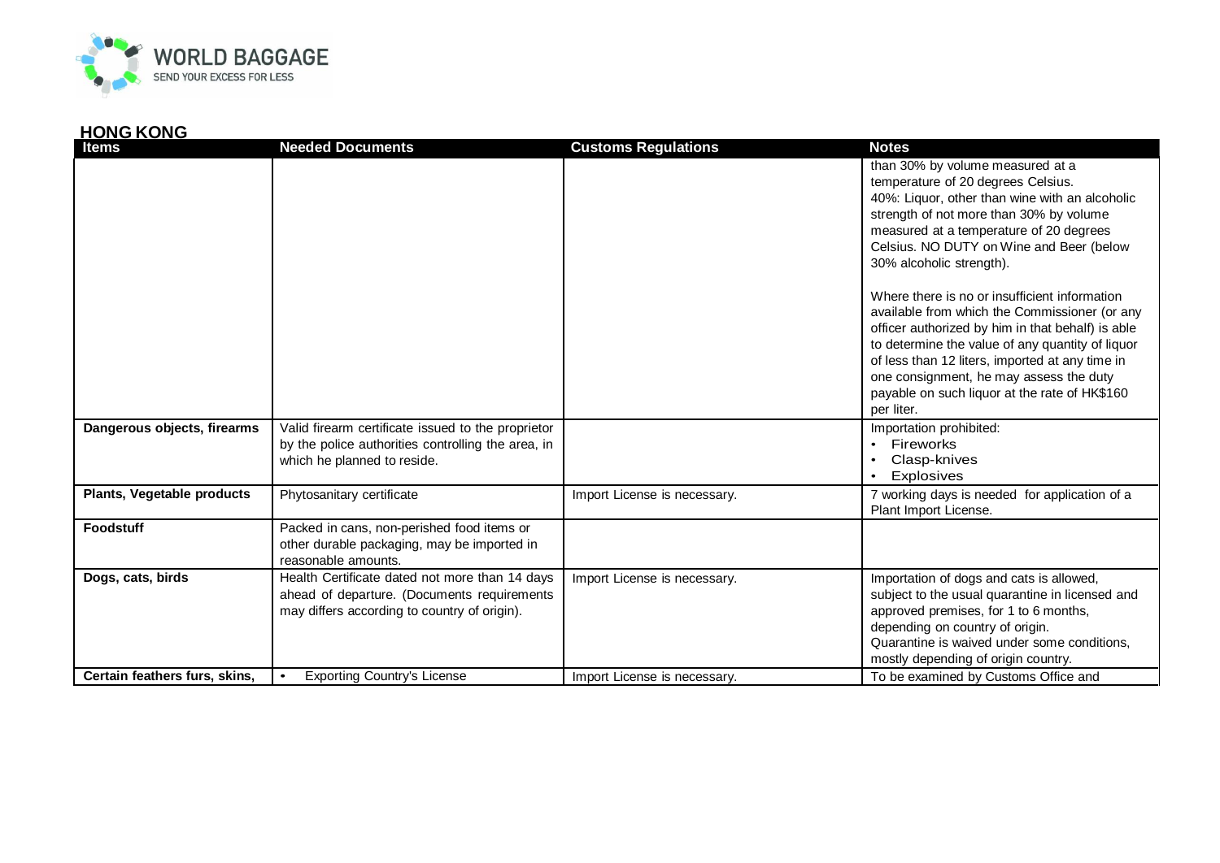## HONG KONG

| Items | Needed Documents | Customs Regulations | Notes |
|---|---|---|---|
| | | | than 30% by volume measured at a temperature of 20 degrees Celsius.<br>40%: Liquor, other than wine with an alcoholic strength of not more than 30% by volume measured at a temperature of 20 degrees Celsius. NO DUTY on Wine and Beer (below 30% alcoholic strength).<br><br>Where there is no or insufficient information available from which the Commissioner (or any officer authorized by him in that behalf) is able to determine the value of any quantity of liquor of less than 12 liters, imported at any time in one consignment, he may assess the duty payable on such liquor at the rate of HK$160 per liter. |
| **Dangerous objects, firearms** | Valid firearm certificate issued to the proprietor by the police authorities controlling the area, in which he planned to reside. | | Importation prohibited:<br>• Fireworks<br>• Clasp-knives<br>• Explosives |
| **Plants, Vegetable products** | Phytosanitary certificate | Import License is necessary. | 7 working days is needed for application of a Plant Import License. |
| **Foodstuff** | Packed in cans, non-perished food items or other durable packaging, may be imported in reasonable amounts. | | |
| **Dogs, cats, birds** | Health Certificate dated not more than 14 days ahead of departure. (Documents requirements may differs according to country of origin). | Import License is necessary. | Importation of dogs and cats is allowed, subject to the usual quarantine in licensed and approved premises, for 1 to 6 months, depending on country of origin.<br>Quarantine is waived under some conditions, mostly depending of origin country. |
| **Certain feathers furs, skins,** | • Exporting Country's License | Import License is necessary. | To be examined by Customs Office and |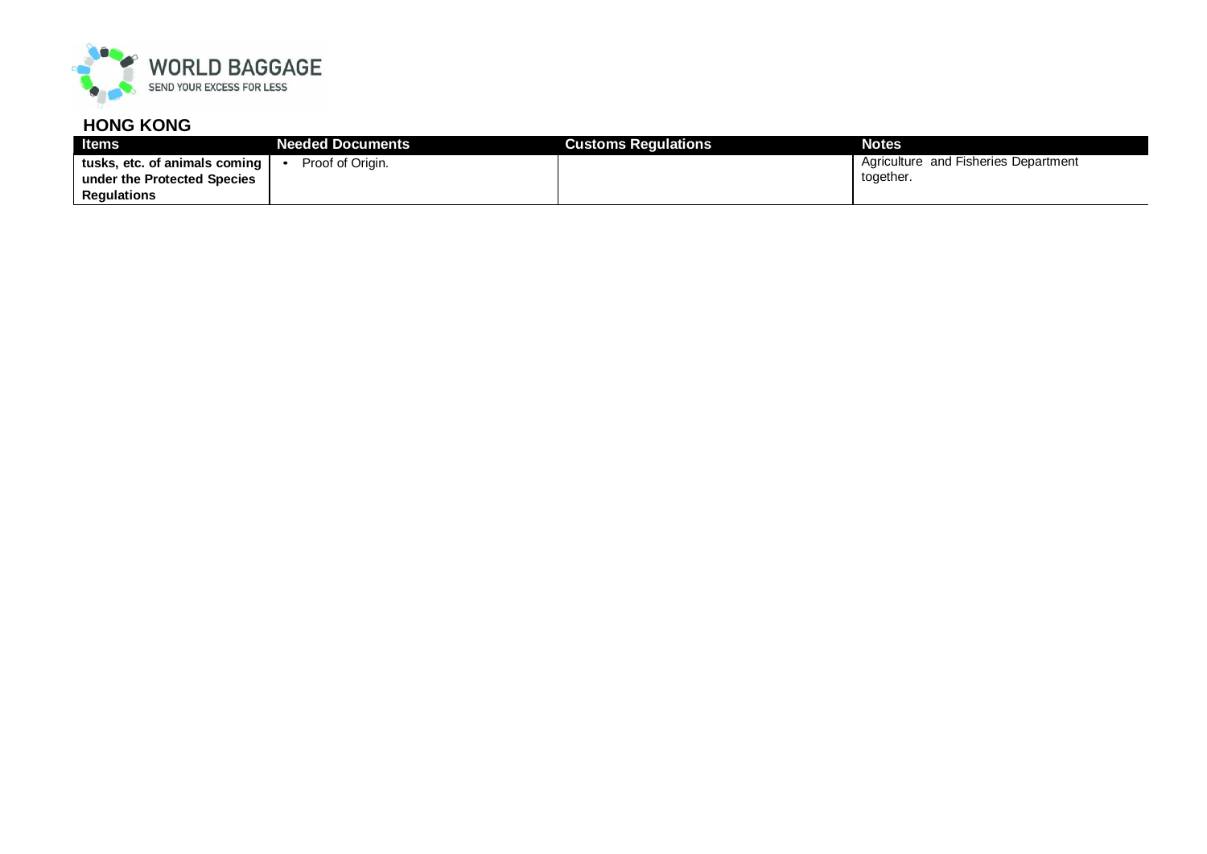## HONG KONG

| Items | Needed Documents | Customs Regulations | Notes |
|---|---|---|---|
| **tusks, etc. of animals coming under the Protected Species Regulations** | • Proof of Origin. | | Agriculture and Fisheries Department together. |